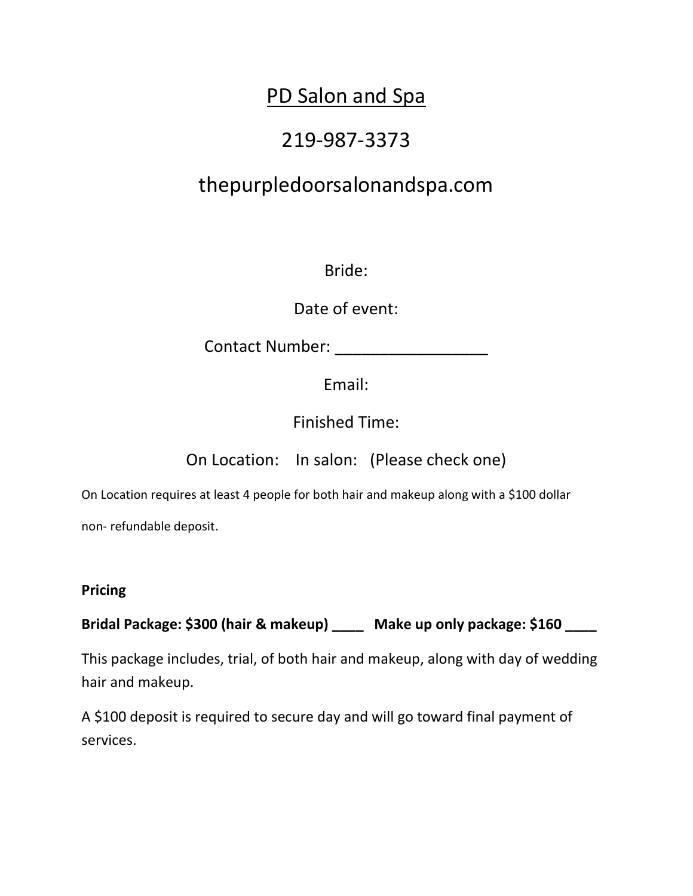# PD Salon and Spa

219-987-3373

thepurpledoorsalonandspa.com

Bride:

Date of event:

Contact Number: _________________

Email:

Finished Time:

On Location: In salon: (Please check one)

On Location requires at least 4 people for both hair and makeup along with a $100 dollar non- refundable deposit.

**Pricing**

**Bridal Package: $300 (hair & makeup) ____ Make up only package: $160 ____**

This package includes, trial, of both hair and makeup, along with day of wedding hair and makeup.

A $100 deposit is required to secure day and will go toward final payment of services.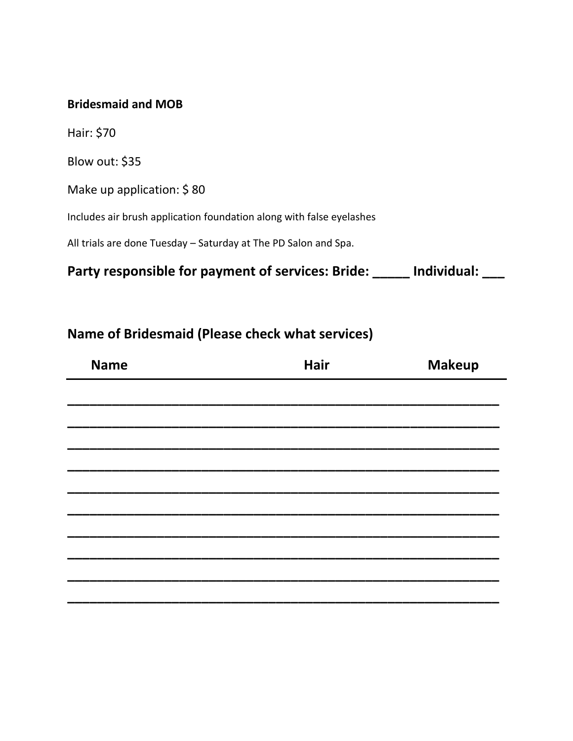**Bridesmaid and MOB**

Hair: $70

Blow out: $35

Make up application: $ 80

Includes air brush application foundation along with false eyelashes

All trials are done Tuesday – Saturday at The PD Salon and Spa.

## Party responsible for payment of services: Bride: _____ Individual: ___

## Name of Bridesmaid (Please check what services)

| Name | Hair | Makeup |
|---|---|---|
| | | |
| | | |
| | | |
| | | |
| | | |
| | | |
| | | |
| | | |
| | | |
| | | |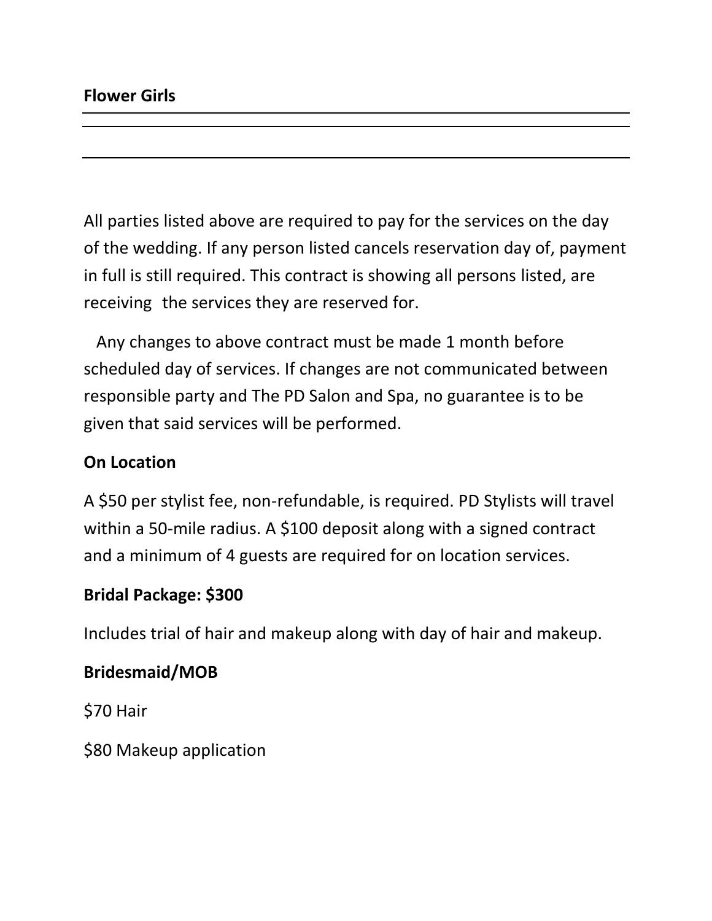**Flower Girls**

_______________________________________________

_______________________________________________

_______________________________________________

All parties listed above are required to pay for the services on the day of the wedding. If any person listed cancels reservation day of, payment in full is still required. This contract is showing all persons listed, are receiving the services they are reserved for.

Any changes to above contract must be made 1 month before scheduled day of services. If changes are not communicated between responsible party and The PD Salon and Spa, no guarantee is to be given that said services will be performed.

**On Location**

A $50 per stylist fee, non-refundable, is required. PD Stylists will travel within a 50-mile radius. A $100 deposit along with a signed contract and a minimum of 4 guests are required for on location services.

**Bridal Package: $300**

Includes trial of hair and makeup along with day of hair and makeup.

**Bridesmaid/MOB**

$70 Hair

$80 Makeup application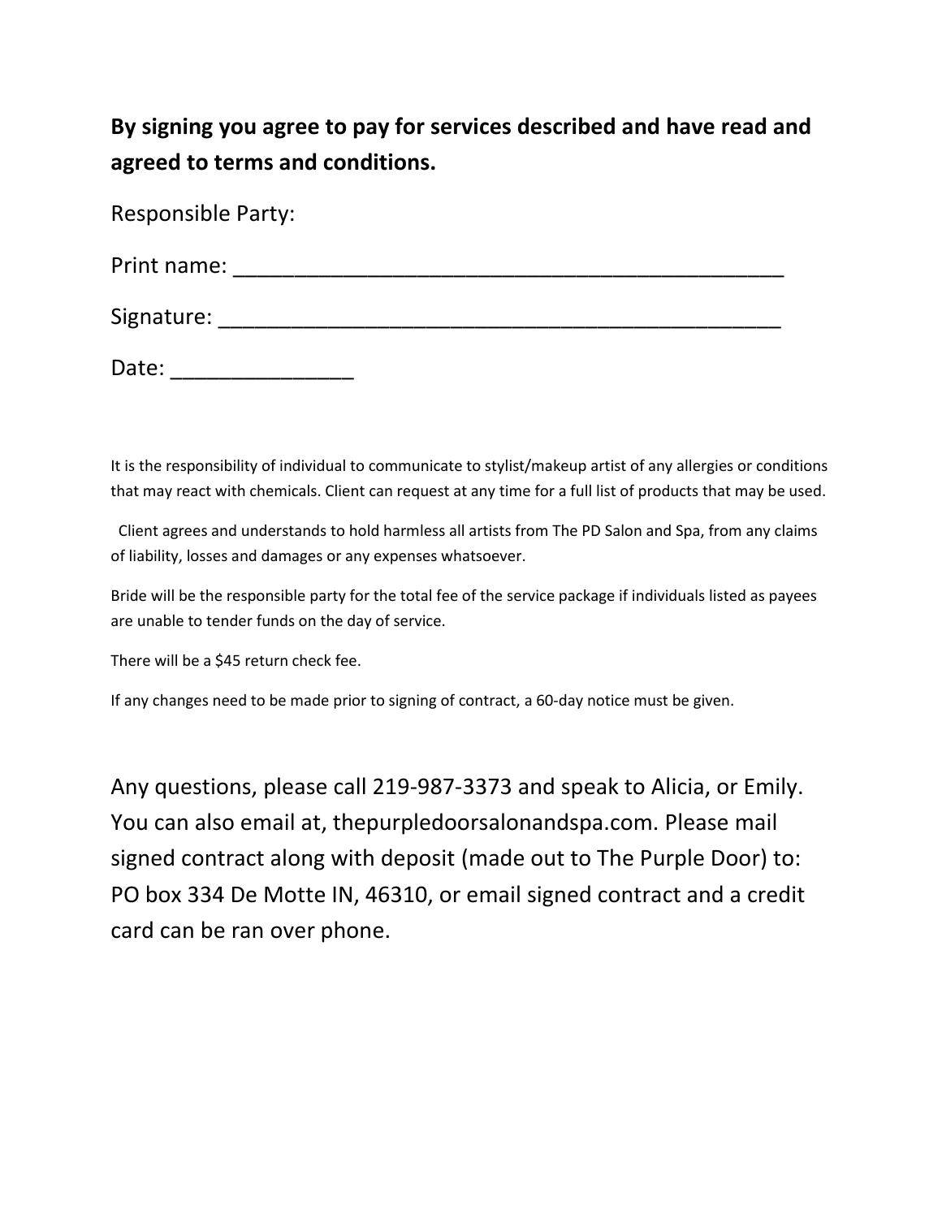**By signing you agree to pay for services described and have read and agreed to terms and conditions.**

Responsible Party:

Print name: ___________________________________________

Signature: ____________________________________________

Date: ______________

It is the responsibility of individual to communicate to stylist/makeup artist of any allergies or conditions that may react with chemicals. Client can request at any time for a full list of products that may be used.

Client agrees and understands to hold harmless all artists from The PD Salon and Spa, from any claims of liability, losses and damages or any expenses whatsoever.

Bride will be the responsible party for the total fee of the service package if individuals listed as payees are unable to tender funds on the day of service.

There will be a $45 return check fee.

If any changes need to be made prior to signing of contract, a 60-day notice must be given.

Any questions, please call 219-987-3373 and speak to Alicia, or Emily. You can also email at, thepurpledoorsalonandspa.com. Please mail signed contract along with deposit (made out to The Purple Door) to: PO box 334 De Motte IN, 46310, or email signed contract and a credit card can be ran over phone.